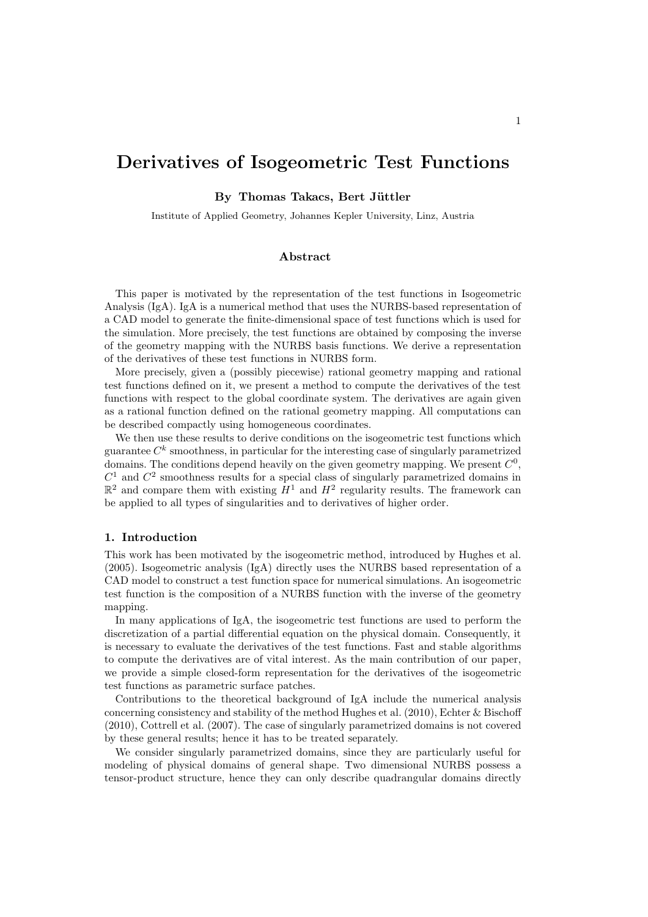# Derivatives of Isogeometric Test Functions

**By Thomas Takacs, Bert Jüttler**

Institute of Applied Geometry, Johannes Kepler University, Linz, Austria

### Abstract

This paper is motivated by the representation of the test functions in Isogeometric Analysis (IgA). IgA is a numerical method that uses the NURBS-based representation of a CAD model to generate the finite-dimensional space of test functions which is used for the simulation. More precisely, the test functions are obtained by composing the inverse of the geometry mapping with the NURBS basis functions. We derive a representation of the derivatives of these test functions in NURBS form.

More precisely, given a (possibly piecewise) rational geometry mapping and rational test functions defined on it, we present a method to compute the derivatives of the test functions with respect to the global coordinate system. The derivatives are again given as a rational function defined on the rational geometry mapping. All computations can be described compactly using homogeneous coordinates.

We then use these results to derive conditions on the isogeometric test functions which guarantee $C^k$ smoothness, in particular for the interesting case of singularly parametrized domains. The conditions depend heavily on the given geometry mapping. We present $C^0$, $C^1$ and $C^2$ smoothness results for a special class of singularly parametrized domains in $\mathbb{R}^2$ and compare them with existing $H^1$ and $H^2$ regularity results. The framework can be applied to all types of singularities and to derivatives of higher order.

## 1. Introduction

This work has been motivated by the isogeometric method, introduced by Hughes et al. (2005). Isogeometric analysis (IgA) directly uses the NURBS based representation of a CAD model to construct a test function space for numerical simulations. An isogeometric test function is the composition of a NURBS function with the inverse of the geometry mapping.

In many applications of IgA, the isogeometric test functions are used to perform the discretization of a partial differential equation on the physical domain. Consequently, it is necessary to evaluate the derivatives of the test functions. Fast and stable algorithms to compute the derivatives are of vital interest. As the main contribution of our paper, we provide a simple closed-form representation for the derivatives of the isogeometric test functions as parametric surface patches.

Contributions to the theoretical background of IgA include the numerical analysis concerning consistency and stability of the method Hughes et al. (2010), Echter & Bischoff (2010), Cottrell et al. (2007). The case of singularly parametrized domains is not covered by these general results; hence it has to be treated separately.

We consider singularly parametrized domains, since they are particularly useful for modeling of physical domains of general shape. Two dimensional NURBS possess a tensor-product structure, hence they can only describe quadrangular domains directly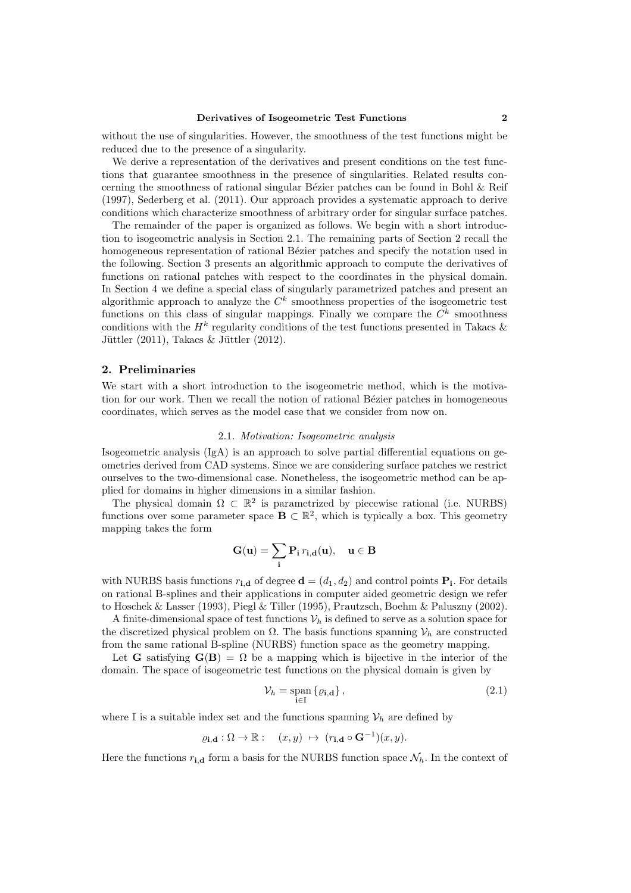without the use of singularities. However, the smoothness of the test functions might be reduced due to the presence of a singularity.

We derive a representation of the derivatives and present conditions on the test functions that guarantee smoothness in the presence of singularities. Related results concerning the smoothness of rational singular Bézier patches can be found in Bohl & Reif (1997), Sederberg et al. (2011). Our approach provides a systematic approach to derive conditions which characterize smoothness of arbitrary order for singular surface patches.

The remainder of the paper is organized as follows. We begin with a short introduction to isogeometric analysis in Section 2.1. The remaining parts of Section 2 recall the homogeneous representation of rational Bézier patches and specify the notation used in the following. Section 3 presents an algorithmic approach to compute the derivatives of functions on rational patches with respect to the coordinates in the physical domain. In Section 4 we define a special class of singularly parametrized patches and present an algorithmic approach to analyze the $C^k$ smoothness properties of the isogeometric test functions on this class of singular mappings. Finally we compare the $C^k$ smoothness conditions with the $H^k$ regularity conditions of the test functions presented in Takacs & Jüttler (2011), Takacs & Jüttler (2012).

## 2. Preliminaries

We start with a short introduction to the isogeometric method, which is the motivation for our work. Then we recall the notion of rational Bézier patches in homogeneous coordinates, which serves as the model case that we consider from now on.

### 2.1. *Motivation: Isogeometric analysis*

Isogeometric analysis (IgA) is an approach to solve partial differential equations on geometries derived from CAD systems. Since we are considering surface patches we restrict ourselves to the two-dimensional case. Nonetheless, the isogeometric method can be applied for domains in higher dimensions in a similar fashion.

The physical domain $\Omega \subset \mathbb{R}^2$ is parametrized by piecewise rational (i.e. NURBS) functions over some parameter space $\mathbf{B} \subset \mathbb{R}^2$, which is typically a box. This geometry mapping takes the form

$$\mathbf{G}(\mathbf{u}) = \sum_{\mathbf{i}} \mathbf{P}_{\mathbf{i}}\, r_{\mathbf{i},\mathbf{d}}(\mathbf{u}), \quad \mathbf{u} \in \mathbf{B}$$

with NURBS basis functions $r_{\mathbf{i},\mathbf{d}}$ of degree $\mathbf{d} = (d_1, d_2)$ and control points $\mathbf{P}_{\mathbf{i}}$. For details on rational B-splines and their applications in computer aided geometric design we refer to Hoschek & Lasser (1993), Piegl & Tiller (1995), Prautzsch, Boehm & Paluszny (2002).

A finite-dimensional space of test functions $\mathcal{V}_h$ is defined to serve as a solution space for the discretized physical problem on $\Omega$. The basis functions spanning $\mathcal{V}_h$ are constructed from the same rational B-spline (NURBS) function space as the geometry mapping.

Let $\mathbf{G}$ satisfying $\mathbf{G}(\mathbf{B}) = \Omega$ be a mapping which is bijective in the interior of the domain. The space of isogeometric test functions on the physical domain is given by

$$\mathcal{V}_h = \operatorname*{span}_{\mathbf{i} \in \mathbb{I}} \{\varrho_{\mathbf{i},\mathbf{d}}\}, \tag{2.1}$$

where $\mathbb{I}$ is a suitable index set and the functions spanning $\mathcal{V}_h$ are defined by

$$\varrho_{\mathbf{i},\mathbf{d}} : \Omega \to \mathbb{R} : \quad (x, y) \mapsto (r_{\mathbf{i},\mathbf{d}} \circ \mathbf{G}^{-1})(x, y).$$

Here the functions $r_{\mathbf{i},\mathbf{d}}$ form a basis for the NURBS function space $\mathcal{N}_h$. In the context of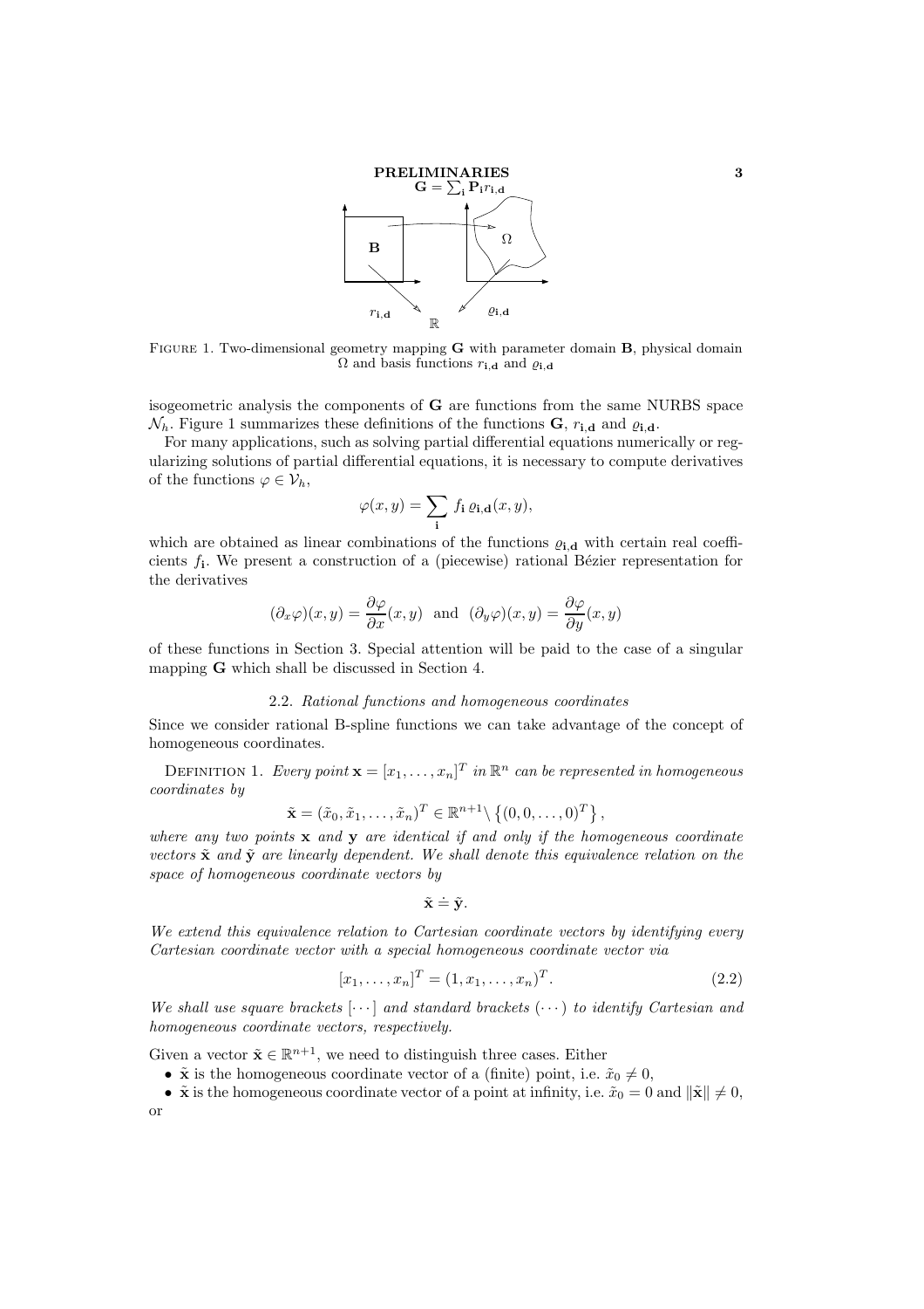FIGURE 1. Two-dimensional geometry mapping $\mathbf{G}$ with parameter domain $\mathbf{B}$, physical domain $\Omega$ and basis functions $r_{\mathbf{i},\mathbf{d}}$ and $\varrho_{\mathbf{i},\mathbf{d}}$

isogeometric analysis the components of $\mathbf{G}$ are functions from the same NURBS space $\mathcal{N}_h$. Figure 1 summarizes these definitions of the functions $\mathbf{G}$, $r_{\mathbf{i},\mathbf{d}}$ and $\varrho_{\mathbf{i},\mathbf{d}}$.

For many applications, such as solving partial differential equations numerically or regularizing solutions of partial differential equations, it is necessary to compute derivatives of the functions $\varphi \in \mathcal{V}_h$,

$$\varphi(x, y) = \sum_{\mathbf{i}} f_{\mathbf{i}}\, \varrho_{\mathbf{i},\mathbf{d}}(x, y),$$

which are obtained as linear combinations of the functions $\varrho_{\mathbf{i},\mathbf{d}}$ with certain real coefficients $f_{\mathbf{i}}$. We present a construction of a (piecewise) rational Bézier representation for the derivatives

$$(\partial_x \varphi)(x, y) = \frac{\partial \varphi}{\partial x}(x, y) \text{ and } (\partial_y \varphi)(x, y) = \frac{\partial \varphi}{\partial y}(x, y)$$

of these functions in Section 3. Special attention will be paid to the case of a singular mapping $\mathbf{G}$ which shall be discussed in Section 4.

### 2.2. *Rational functions and homogeneous coordinates*

Since we consider rational B-spline functions we can take advantage of the concept of homogeneous coordinates.

DEFINITION 1. *Every point $\mathbf{x} = [x_1, \ldots, x_n]^T$ in $\mathbb{R}^n$ can be represented in homogeneous coordinates by*

$$\tilde{\mathbf{x}} = (\tilde{x}_0, \tilde{x}_1, \ldots, \tilde{x}_n)^T \in \mathbb{R}^{n+1} \setminus \left\{(0, 0, \ldots, 0)^T\right\},$$

*where any two points $\mathbf{x}$ and $\mathbf{y}$ are identical if and only if the homogeneous coordinate vectors $\tilde{\mathbf{x}}$ and $\tilde{\mathbf{y}}$ are linearly dependent. We shall denote this equivalence relation on the space of homogeneous coordinate vectors by*

$$\tilde{\mathbf{x}} \doteq \tilde{\mathbf{y}}.$$

*We extend this equivalence relation to Cartesian coordinate vectors by identifying every Cartesian coordinate vector with a special homogeneous coordinate vector via*

$$[x_1, \ldots, x_n]^T = (1, x_1, \ldots, x_n)^T. \tag{2.2}$$

*We shall use square brackets $[\cdots]$ and standard brackets $(\cdots)$ to identify Cartesian and homogeneous coordinate vectors, respectively.*

Given a vector $\tilde{\mathbf{x}} \in \mathbb{R}^{n+1}$, we need to distinguish three cases. Either

- $\tilde{\mathbf{x}}$ is the homogeneous coordinate vector of a (finite) point, i.e. $\tilde{x}_0 \neq 0$,
- $\tilde{\mathbf{x}}$ is the homogeneous coordinate vector of a point at infinity, i.e. $\tilde{x}_0 = 0$ and $\|\tilde{\mathbf{x}}\| \neq 0$,

or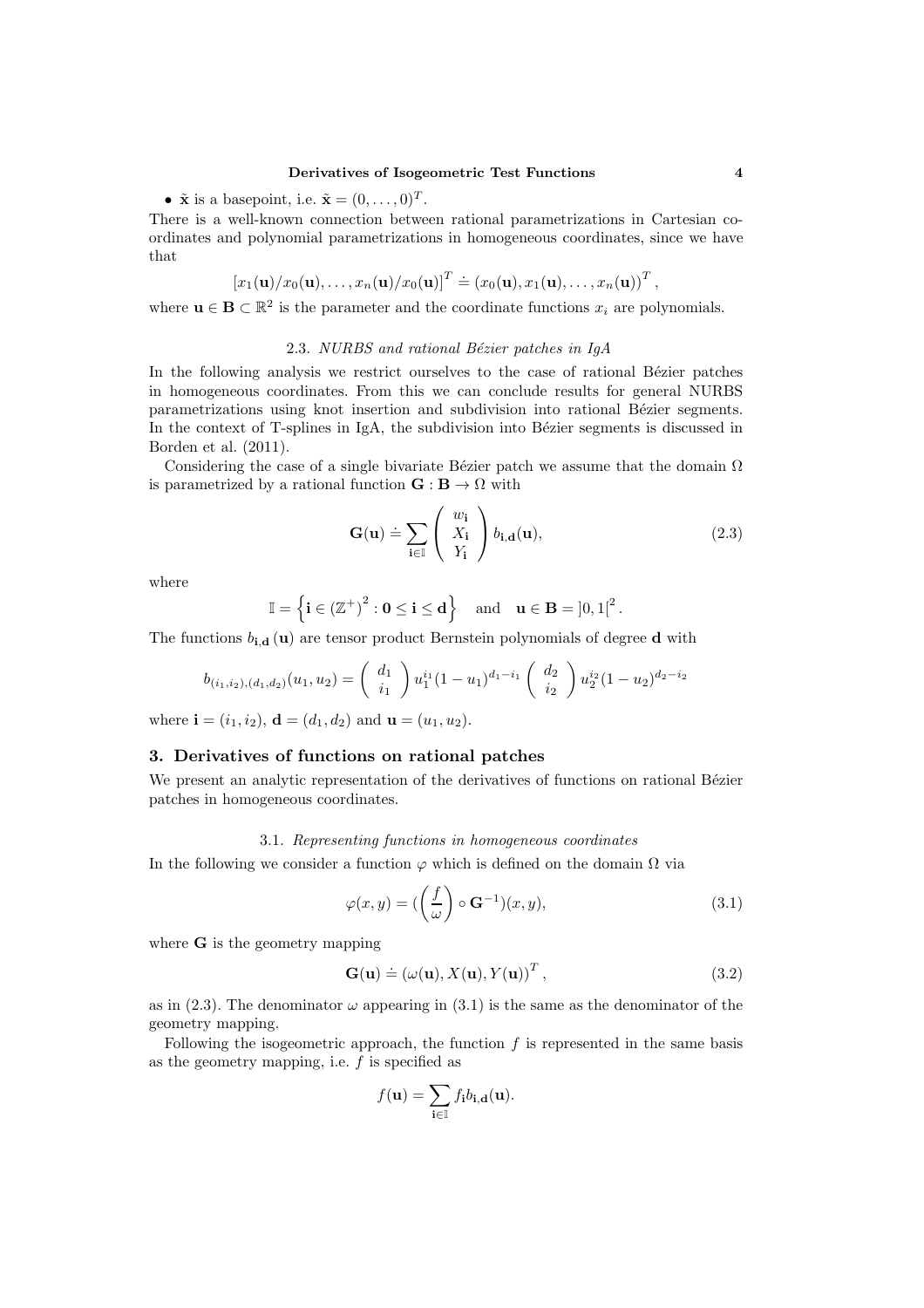- $\tilde{\mathbf{x}}$ is a basepoint, i.e. $\tilde{\mathbf{x}} = (0, \ldots, 0)^T$.

There is a well-known connection between rational parametrizations in Cartesian coordinates and polynomial parametrizations in homogeneous coordinates, since we have that

$$[x_1(\mathbf{u})/x_0(\mathbf{u}), \ldots, x_n(\mathbf{u})/x_0(\mathbf{u})]^T \doteq (x_0(\mathbf{u}), x_1(\mathbf{u}), \ldots, x_n(\mathbf{u}))^T,$$

where $\mathbf{u} \in \mathbf{B} \subset \mathbb{R}^2$ is the parameter and the coordinate functions $x_i$ are polynomials.

### 2.3. *NURBS and rational Bézier patches in IgA*

In the following analysis we restrict ourselves to the case of rational Bézier patches in homogeneous coordinates. From this we can conclude results for general NURBS parametrizations using knot insertion and subdivision into rational Bézier segments. In the context of T-splines in IgA, the subdivision into Bézier segments is discussed in Borden et al. (2011).

Considering the case of a single bivariate Bézier patch we assume that the domain $\Omega$ is parametrized by a rational function $\mathbf{G} : \mathbf{B} \to \Omega$ with

$$\mathbf{G}(\mathbf{u}) \doteq \sum_{\mathbf{i} \in \mathbb{I}} \begin{pmatrix} w_{\mathbf{i}} \\ X_{\mathbf{i}} \\ Y_{\mathbf{i}} \end{pmatrix} b_{\mathbf{i},\mathbf{d}}(\mathbf{u}), \tag{2.3}$$

where

$$\mathbb{I} = \left\{ \mathbf{i} \in \left(\mathbb{Z}^+\right)^2 : \mathbf{0} \leq \mathbf{i} \leq \mathbf{d} \right\} \quad \text{and} \quad \mathbf{u} \in \mathbf{B} = ]0,1[^2.$$

The functions $b_{\mathbf{i},\mathbf{d}}(\mathbf{u})$ are tensor product Bernstein polynomials of degree $\mathbf{d}$ with

$$b_{(i_1,i_2),(d_1,d_2)}(u_1,u_2) = \begin{pmatrix} d_1 \\ i_1 \end{pmatrix} u_1^{i_1}(1-u_1)^{d_1-i_1} \begin{pmatrix} d_2 \\ i_2 \end{pmatrix} u_2^{i_2}(1-u_2)^{d_2-i_2}$$

where $\mathbf{i} = (i_1, i_2)$, $\mathbf{d} = (d_1, d_2)$ and $\mathbf{u} = (u_1, u_2)$.

## 3. Derivatives of functions on rational patches

We present an analytic representation of the derivatives of functions on rational Bézier patches in homogeneous coordinates.

### 3.1. *Representing functions in homogeneous coordinates*

In the following we consider a function $\varphi$ which is defined on the domain $\Omega$ via

$$\varphi(x,y) = (\left(\frac{f}{\omega}\right) \circ \mathbf{G}^{-1})(x,y), \tag{3.1}$$

where $\mathbf{G}$ is the geometry mapping

$$\mathbf{G}(\mathbf{u}) \doteq (\omega(\mathbf{u}), X(\mathbf{u}), Y(\mathbf{u}))^T, \tag{3.2}$$

as in (2.3). The denominator $\omega$ appearing in (3.1) is the same as the denominator of the geometry mapping.

Following the isogeometric approach, the function $f$ is represented in the same basis as the geometry mapping, i.e. $f$ is specified as

$$f(\mathbf{u}) = \sum_{\mathbf{i} \in \mathbb{I}} f_{\mathbf{i}} b_{\mathbf{i},\mathbf{d}}(\mathbf{u}).$$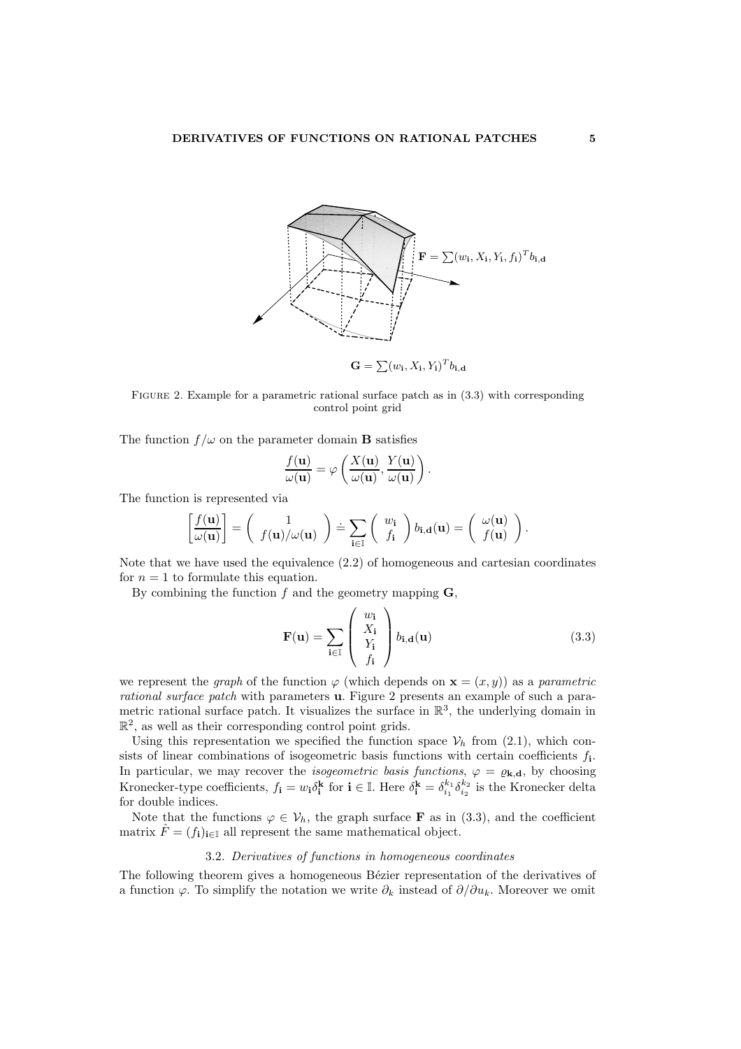$\mathbf{F} = \sum (w_{\mathbf{i}}, X_{\mathbf{i}}, Y_{\mathbf{i}}, f_{\mathbf{i}})^T b_{\mathbf{i},\mathbf{d}}$

$\mathbf{G} = \sum (w_{\mathbf{i}}, X_{\mathbf{i}}, Y_{\mathbf{i}})^T b_{\mathbf{i},\mathbf{d}}$

FIGURE 2. Example for a parametric rational surface patch as in (3.3) with corresponding control point grid

The function $f/\omega$ on the parameter domain $\mathbf{B}$ satisfies

$$\frac{f(\mathbf{u})}{\omega(\mathbf{u})} = \varphi\left(\frac{X(\mathbf{u})}{\omega(\mathbf{u})}, \frac{Y(\mathbf{u})}{\omega(\mathbf{u})}\right).$$

The function is represented via

$$\left[\frac{f(\mathbf{u})}{\omega(\mathbf{u})}\right] = \left(\begin{array}{c} 1 \\ f(\mathbf{u})/\omega(\mathbf{u}) \end{array}\right) \doteq \sum_{\mathbf{i}\in\mathbb{I}} \left(\begin{array}{c} w_{\mathbf{i}} \\ f_{\mathbf{i}} \end{array}\right) b_{\mathbf{i},\mathbf{d}}(\mathbf{u}) = \left(\begin{array}{c} \omega(\mathbf{u}) \\ f(\mathbf{u}) \end{array}\right).$$

Note that we have used the equivalence (2.2) of homogeneous and cartesian coordinates for $n = 1$ to formulate this equation.

By combining the function $f$ and the geometry mapping $\mathbf{G}$,

$$\mathbf{F}(\mathbf{u}) = \sum_{\mathbf{i}\in\mathbb{I}} \left(\begin{array}{c} w_{\mathbf{i}} \\ X_{\mathbf{i}} \\ Y_{\mathbf{i}} \\ f_{\mathbf{i}} \end{array}\right) b_{\mathbf{i},\mathbf{d}}(\mathbf{u}) \tag{3.3}$$

we represent the *graph* of the function $\varphi$ (which depends on $\mathbf{x} = (x, y)$) as a *parametric rational surface patch* with parameters $\mathbf{u}$. Figure 2 presents an example of such a parametric rational surface patch. It visualizes the surface in $\mathbb{R}^3$, the underlying domain in $\mathbb{R}^2$, as well as their corresponding control point grids.

Using this representation we specified the function space $\mathcal{V}_h$ from (2.1), which consists of linear combinations of isogeometric basis functions with certain coefficients $f_{\mathbf{i}}$. In particular, we may recover the *isogeometric basis functions*, $\varphi = \varrho_{\mathbf{k},\mathbf{d}}$, by choosing Kronecker-type coefficients, $f_{\mathbf{i}} = w_{\mathbf{i}}\delta_{\mathbf{i}}^{\mathbf{k}}$ for $\mathbf{i} \in \mathbb{I}$. Here $\delta_{\mathbf{i}}^{\mathbf{k}} = \delta_{i_1}^{k_1}\delta_{i_2}^{k_2}$ is the Kronecker delta for double indices.

Note that the functions $\varphi \in \mathcal{V}_h$, the graph surface $\mathbf{F}$ as in (3.3), and the coefficient matrix $\hat{F} = (f_{\mathbf{i}})_{\mathbf{i}\in\mathbb{I}}$ all represent the same mathematical object.

### 3.2. *Derivatives of functions in homogeneous coordinates*

The following theorem gives a homogeneous Bézier representation of the derivatives of a function $\varphi$. To simplify the notation we write $\partial_k$ instead of $\partial/\partial u_k$. Moreover we omit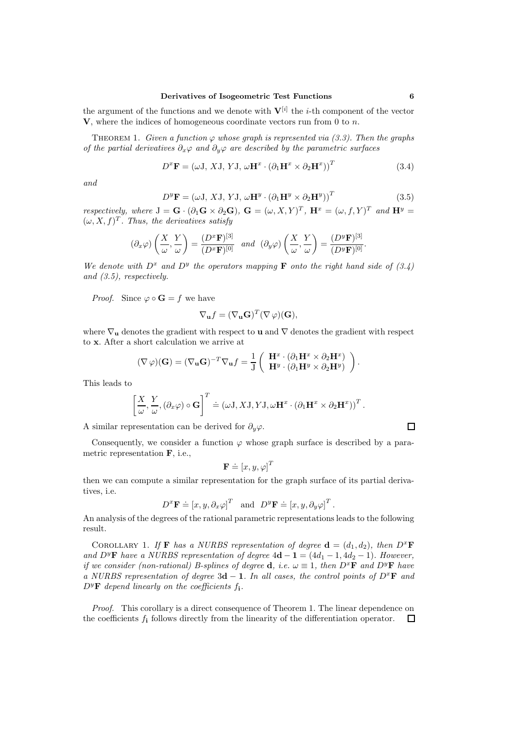the argument of the functions and we denote with $\mathbf{V}^{[i]}$ the $i$-th component of the vector $\mathbf{V}$, where the indices of homogeneous coordinate vectors run from 0 to $n$.

THEOREM 1. *Given a function $\varphi$ whose graph is represented via (3.3). Then the graphs of the partial derivatives $\partial_x\varphi$ and $\partial_y\varphi$ are described by the parametric surfaces*

$$D^x\mathbf{F} = \left(\omega \mathrm{J},\ X\mathrm{J},\ Y\mathrm{J},\ \omega \mathbf{H}^x \cdot (\partial_1 \mathbf{H}^x \times \partial_2 \mathbf{H}^x)\right)^T \tag{3.4}$$

*and*

$$D^y\mathbf{F} = \left(\omega \mathrm{J},\ X\mathrm{J},\ Y\mathrm{J},\ \omega \mathbf{H}^y \cdot (\partial_1 \mathbf{H}^y \times \partial_2 \mathbf{H}^y)\right)^T \tag{3.5}$$

*respectively, where $\mathrm{J} = \mathbf{G} \cdot (\partial_1 \mathbf{G} \times \partial_2 \mathbf{G})$, $\mathbf{G} = (\omega, X, Y)^T$, $\mathbf{H}^x = (\omega, f, Y)^T$ and $\mathbf{H}^y = (\omega, X, f)^T$. Thus, the derivatives satisfy*

$$(\partial_x\varphi)\left(\frac{X}{\omega}, \frac{Y}{\omega}\right) = \frac{(D^x\mathbf{F})^{[3]}}{(D^x\mathbf{F})^{[0]}} \quad \text{and} \quad (\partial_y\varphi)\left(\frac{X}{\omega}, \frac{Y}{\omega}\right) = \frac{(D^y\mathbf{F})^{[3]}}{(D^y\mathbf{F})^{[0]}}.$$

*We denote with $D^x$ and $D^y$ the operators mapping $\mathbf{F}$ onto the right hand side of (3.4) and (3.5), respectively.*

*Proof.* Since $\varphi \circ \mathbf{G} = f$ we have

$$\nabla_{\mathbf{u}} f = (\nabla_{\mathbf{u}} \mathbf{G})^T (\nabla \varphi)(\mathbf{G}),$$

where $\nabla_{\mathbf{u}}$ denotes the gradient with respect to $\mathbf{u}$ and $\nabla$ denotes the gradient with respect to $\mathbf{x}$. After a short calculation we arrive at

$$(\nabla \varphi)(\mathbf{G}) = (\nabla_{\mathbf{u}} \mathbf{G})^{-T} \nabla_{\mathbf{u}} f = \frac{1}{\mathrm{J}} \begin{pmatrix} \mathbf{H}^x \cdot (\partial_1 \mathbf{H}^x \times \partial_2 \mathbf{H}^x) \\ \mathbf{H}^y \cdot (\partial_1 \mathbf{H}^y \times \partial_2 \mathbf{H}^y) \end{pmatrix}.$$

This leads to

$$\left[\frac{X}{\omega}, \frac{Y}{\omega}, (\partial_x\varphi) \circ \mathbf{G}\right]^T \doteq \left(\omega \mathrm{J}, X\mathrm{J}, Y\mathrm{J}, \omega \mathbf{H}^x \cdot (\partial_1 \mathbf{H}^x \times \partial_2 \mathbf{H}^x)\right)^T.$$

A similar representation can be derived for $\partial_y\varphi$. $\square$

Consequently, we consider a function $\varphi$ whose graph surface is described by a parametric representation $\mathbf{F}$, i.e.,

$$\mathbf{F} \doteq [x, y, \varphi]^T$$

then we can compute a similar representation for the graph surface of its partial derivatives, i.e.

$$D^x\mathbf{F} \doteq [x, y, \partial_x\varphi]^T \quad \text{and} \quad D^y\mathbf{F} \doteq [x, y, \partial_y\varphi]^T.$$

An analysis of the degrees of the rational parametric representations leads to the following result.

COROLLARY 1. *If $\mathbf{F}$ has a NURBS representation of degree $\mathbf{d} = (d_1, d_2)$, then $D^x\mathbf{F}$ and $D^y\mathbf{F}$ have a NURBS representation of degree $4\mathbf{d} - \mathbf{1} = (4d_1 - 1, 4d_2 - 1)$. However, if we consider (non-rational) B-splines of degree $\mathbf{d}$, i.e. $\omega \equiv 1$, then $D^x\mathbf{F}$ and $D^y\mathbf{F}$ have a NURBS representation of degree $3\mathbf{d} - \mathbf{1}$. In all cases, the control points of $D^x\mathbf{F}$ and $D^y\mathbf{F}$ depend linearly on the coefficients $f_{\mathbf{i}}$.*

*Proof.* This corollary is a direct consequence of Theorem 1. The linear dependence on the coefficients $f_{\mathbf{i}}$ follows directly from the linearity of the differentiation operator. $\square$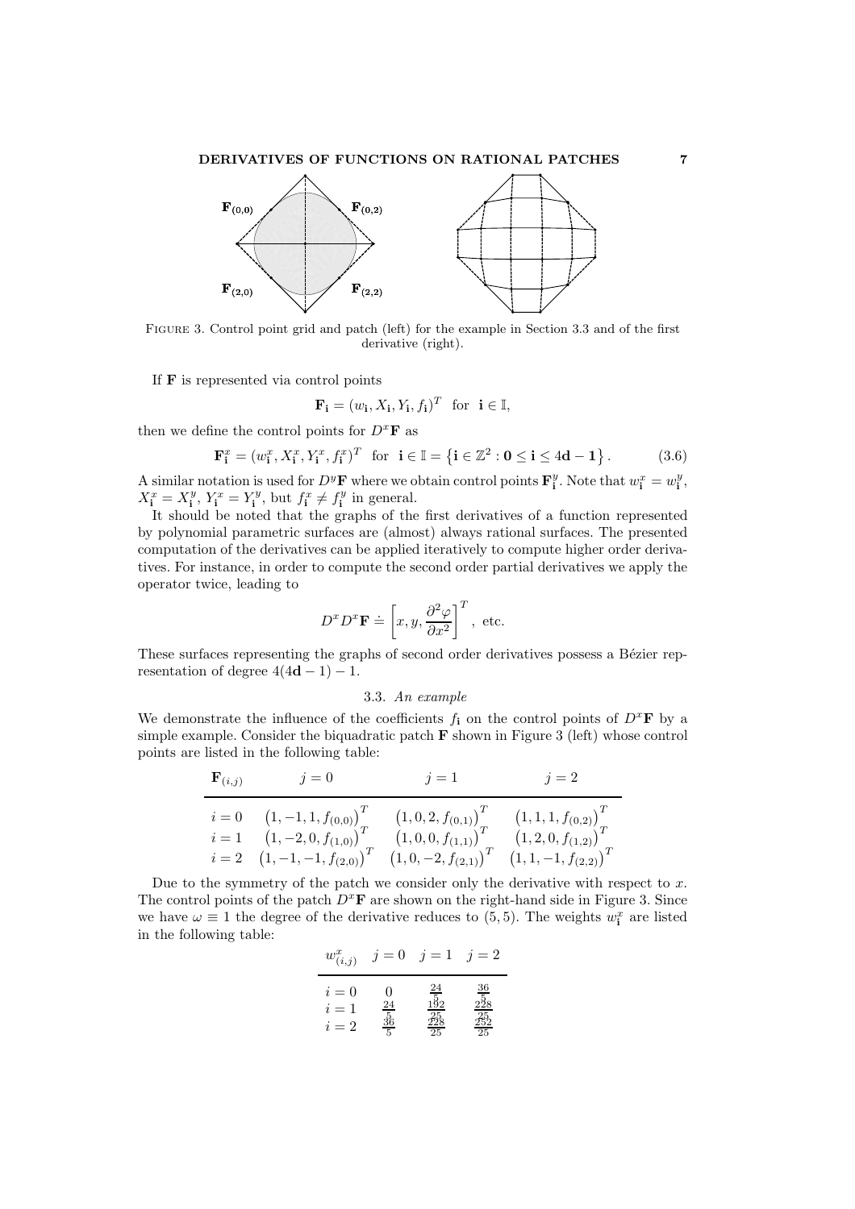Figure 3. Control point grid and patch (left) for the example in Section 3.3 and of the first derivative (right).

If $\mathbf{F}$ is represented via control points

$$\mathbf{F_i} = (w_\mathbf{i}, X_\mathbf{i}, Y_\mathbf{i}, f_\mathbf{i})^T \text{ for } \mathbf{i} \in \mathbb{I},$$

then we define the control points for $D^x\mathbf{F}$ as

$$\mathbf{F}^x_\mathbf{i} = (w^x_\mathbf{i}, X^x_\mathbf{i}, Y^x_\mathbf{i}, f^x_\mathbf{i})^T \text{ for } \mathbf{i} \in \mathbb{I} = \left\{\mathbf{i} \in \mathbb{Z}^2 : \mathbf{0} \leq \mathbf{i} \leq 4\mathbf{d} - \mathbf{1}\right\}. \tag{3.6}$$

A similar notation is used for $D^y\mathbf{F}$ where we obtain control points $\mathbf{F}^y_\mathbf{i}$. Note that $w^x_\mathbf{i} = w^y_\mathbf{i}$, $X^x_\mathbf{i} = X^y_\mathbf{i}$, $Y^x_\mathbf{i} = Y^y_\mathbf{i}$, but $f^x_\mathbf{i} \neq f^y_\mathbf{i}$ in general.

It should be noted that the graphs of the first derivatives of a function represented by polynomial parametric surfaces are (almost) always rational surfaces. The presented computation of the derivatives can be applied iteratively to compute higher order derivatives. For instance, in order to compute the second order partial derivatives we apply the operator twice, leading to

$$D^x D^x \mathbf{F} \doteq \left[x, y, \frac{\partial^2 \varphi}{\partial x^2}\right]^T, \text{ etc.}$$

These surfaces representing the graphs of second order derivatives possess a Bézier representation of degree $4(4\mathbf{d} - 1) - 1$.

### 3.3. *An example*

We demonstrate the influence of the coefficients $f_\mathbf{i}$ on the control points of $D^x\mathbf{F}$ by a simple example. Consider the biquadratic patch $\mathbf{F}$ shown in Figure 3 (left) whose control points are listed in the following table:

| $\mathbf{F}_{(i,j)}$ | $j = 0$ | $j = 1$ | $j = 2$ |
|---|---|---|---|
| $i = 0$ | $(1, -1, 1, f_{(0,0)})^T$ | $(1, 0, 2, f_{(0,1)})^T$ | $(1, 1, 1, f_{(0,2)})^T$ |
| $i = 1$ | $(1, -2, 0, f_{(1,0)})^T$ | $(1, 0, 0, f_{(1,1)})^T$ | $(1, 2, 0, f_{(1,2)})^T$ |
| $i = 2$ | $(1, -1, -1, f_{(2,0)})^T$ | $(1, 0, -2, f_{(2,1)})^T$ | $(1, 1, -1, f_{(2,2)})^T$ |

Due to the symmetry of the patch we consider only the derivative with respect to $x$. The control points of the patch $D^x\mathbf{F}$ are shown on the right-hand side in Figure 3. Since we have $\omega \equiv 1$ the degree of the derivative reduces to $(5, 5)$. The weights $w^x_\mathbf{i}$ are listed in the following table:

| $w^x_{(i,j)}$ | $j = 0$ | $j = 1$ | $j = 2$ |
|---|---|---|---|
| $i = 0$ | $0$ | $\frac{24}{5}$ | $\frac{36}{5}$ |
| $i = 1$ | $\frac{24}{5}$ | $\frac{192}{25}$ | $\frac{228}{25}$ |
| $i = 2$ | $\frac{36}{5}$ | $\frac{228}{25}$ | $\frac{252}{25}$ |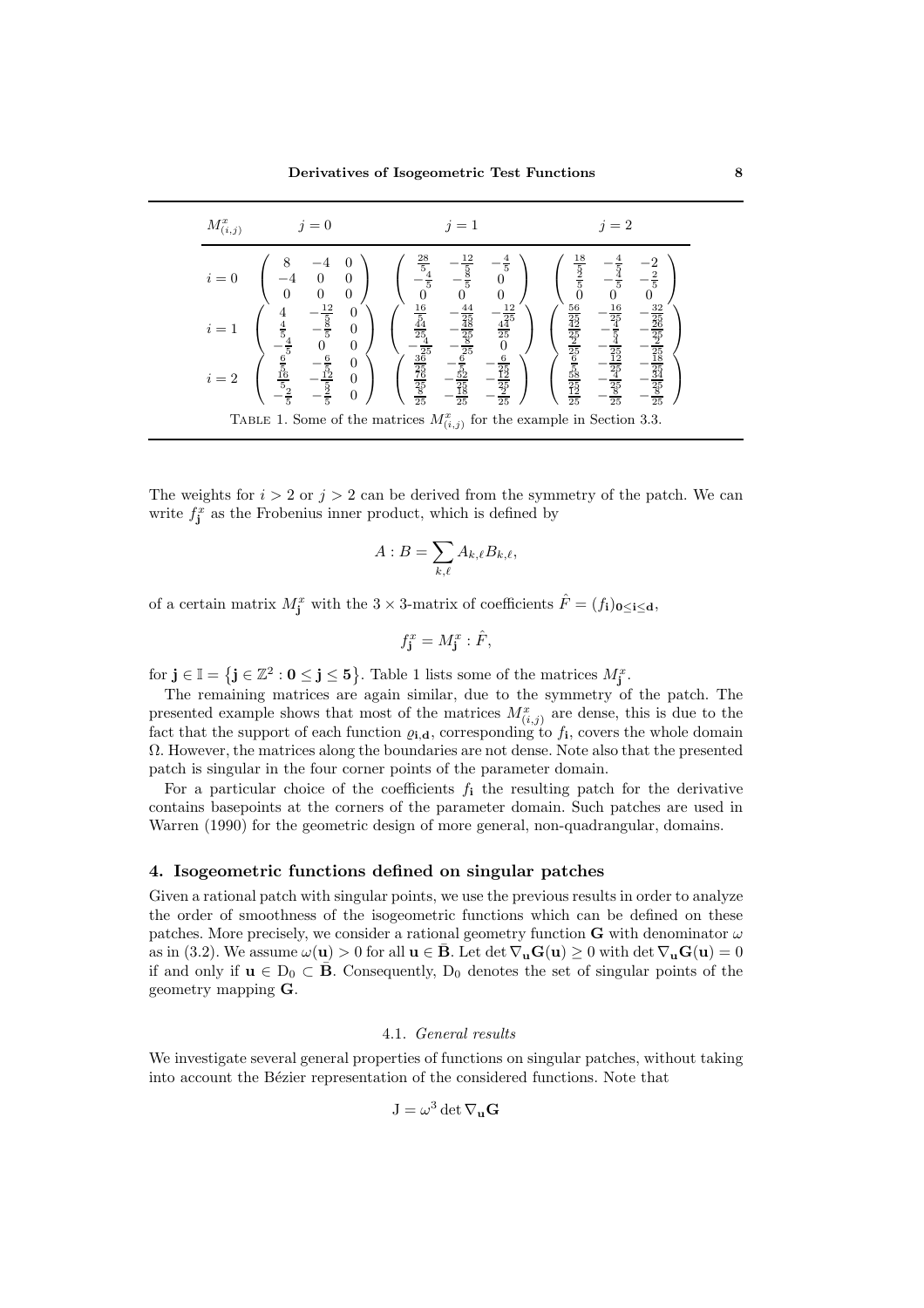| $M^x_{(i,j)}$ | $j=0$ | $j=1$ | $j=2$ |
|---|---|---|---|
| $i=0$ | $\begin{pmatrix} 8 & -4 & 0 \\ -4 & 0 & 0 \\ 0 & 0 & 0 \end{pmatrix}$ | $\begin{pmatrix} \frac{28}{5} & -\frac{12}{5} & -\frac{4}{5} \\ -\frac{4}{5} & -\frac{8}{5} & 0 \\ 0 & 0 & 0 \end{pmatrix}$ | $\begin{pmatrix} \frac{18}{5} & -\frac{4}{5} & -2 \\ \frac{2}{5} & -\frac{4}{5} & -\frac{2}{5} \\ 0 & 0 & 0 \end{pmatrix}$ |
| $i=1$ | $\begin{pmatrix} 4 & -\frac{12}{5} & 0 \\ \frac{4}{5} & -\frac{8}{5} & 0 \\ -\frac{4}{5} & 0 & 0 \end{pmatrix}$ | $\begin{pmatrix} \frac{16}{5} & -\frac{44}{25} & -\frac{12}{25} \\ \frac{44}{25} & -\frac{48}{25} & \frac{44}{25} \\ -\frac{4}{25} & -\frac{8}{25} & 0 \end{pmatrix}$ | $\begin{pmatrix} \frac{56}{25} & -\frac{16}{25} & -\frac{32}{25} \\ \frac{42}{25} & -\frac{4}{5} & -\frac{26}{25} \\ \frac{2}{25} & -\frac{4}{25} & -\frac{2}{25} \end{pmatrix}$ |
| $i=2$ | $\begin{pmatrix} \frac{6}{5} & -\frac{6}{5} & 0 \\ \frac{16}{5} & -\frac{12}{5} & 0 \\ -\frac{2}{5} & -\frac{2}{5} & 0 \end{pmatrix}$ | $\begin{pmatrix} \frac{36}{25} & -\frac{6}{5} & -\frac{6}{25} \\ \frac{76}{25} & -\frac{52}{25} & -\frac{12}{25} \\ \frac{8}{25} & -\frac{18}{25} & -\frac{2}{25} \end{pmatrix}$ | $\begin{pmatrix} \frac{6}{5} & -\frac{12}{25} & -\frac{18}{25} \\ \frac{58}{25} & -\frac{4}{25} & -\frac{34}{25} \\ \frac{12}{25} & -\frac{8}{25} & -\frac{8}{25} \end{pmatrix}$ |

Table 1. Some of the matrices $M^x_{(i,j)}$ for the example in Section 3.3.

The weights for $i > 2$ or $j > 2$ can be derived from the symmetry of the patch. We can write $f^x_{\mathbf{j}}$ as the Frobenius inner product, which is defined by

$$A : B = \sum_{k,\ell} A_{k,\ell} B_{k,\ell},$$

of a certain matrix $M^x_{\mathbf{j}}$ with the $3 \times 3$-matrix of coefficients $\hat{F} = (f_{\mathbf{i}})_{\mathbf{0} \leq \mathbf{i} \leq \mathbf{d}}$,

$$f^x_{\mathbf{j}} = M^x_{\mathbf{j}} : \hat{F},$$

for $\mathbf{j} \in \mathbb{I} = \left\{ \mathbf{j} \in \mathbb{Z}^2 : \mathbf{0} \leq \mathbf{j} \leq \mathbf{5} \right\}$. Table 1 lists some of the matrices $M^x_{\mathbf{j}}$.

The remaining matrices are again similar, due to the symmetry of the patch. The presented example shows that most of the matrices $M^x_{(i,j)}$ are dense, this is due to the fact that the support of each function $\varrho_{\mathbf{i},\mathbf{d}}$, corresponding to $f_{\mathbf{i}}$, covers the whole domain $\Omega$. However, the matrices along the boundaries are not dense. Note also that the presented patch is singular in the four corner points of the parameter domain.

For a particular choice of the coefficients $f_{\mathbf{i}}$ the resulting patch for the derivative contains basepoints at the corners of the parameter domain. Such patches are used in Warren (1990) for the geometric design of more general, non-quadrangular, domains.

## 4. Isogeometric functions defined on singular patches

Given a rational patch with singular points, we use the previous results in order to analyze the order of smoothness of the isogeometric functions which can be defined on these patches. More precisely, we consider a rational geometry function $\mathbf{G}$ with denominator $\omega$ as in (3.2). We assume $\omega(\mathbf{u}) > 0$ for all $\mathbf{u} \in \bar{\mathbf{B}}$. Let $\det \nabla_{\mathbf{u}} \mathbf{G}(\mathbf{u}) \geq 0$ with $\det \nabla_{\mathbf{u}} \mathbf{G}(\mathbf{u}) = 0$ if and only if $\mathbf{u} \in \mathrm{D}_0 \subset \bar{\mathbf{B}}$. Consequently, $\mathrm{D}_0$ denotes the set of singular points of the geometry mapping $\mathbf{G}$.

### 4.1. *General results*

We investigate several general properties of functions on singular patches, without taking into account the Bézier representation of the considered functions. Note that

$$\mathrm{J} = \omega^3 \det \nabla_{\mathbf{u}} \mathbf{G}$$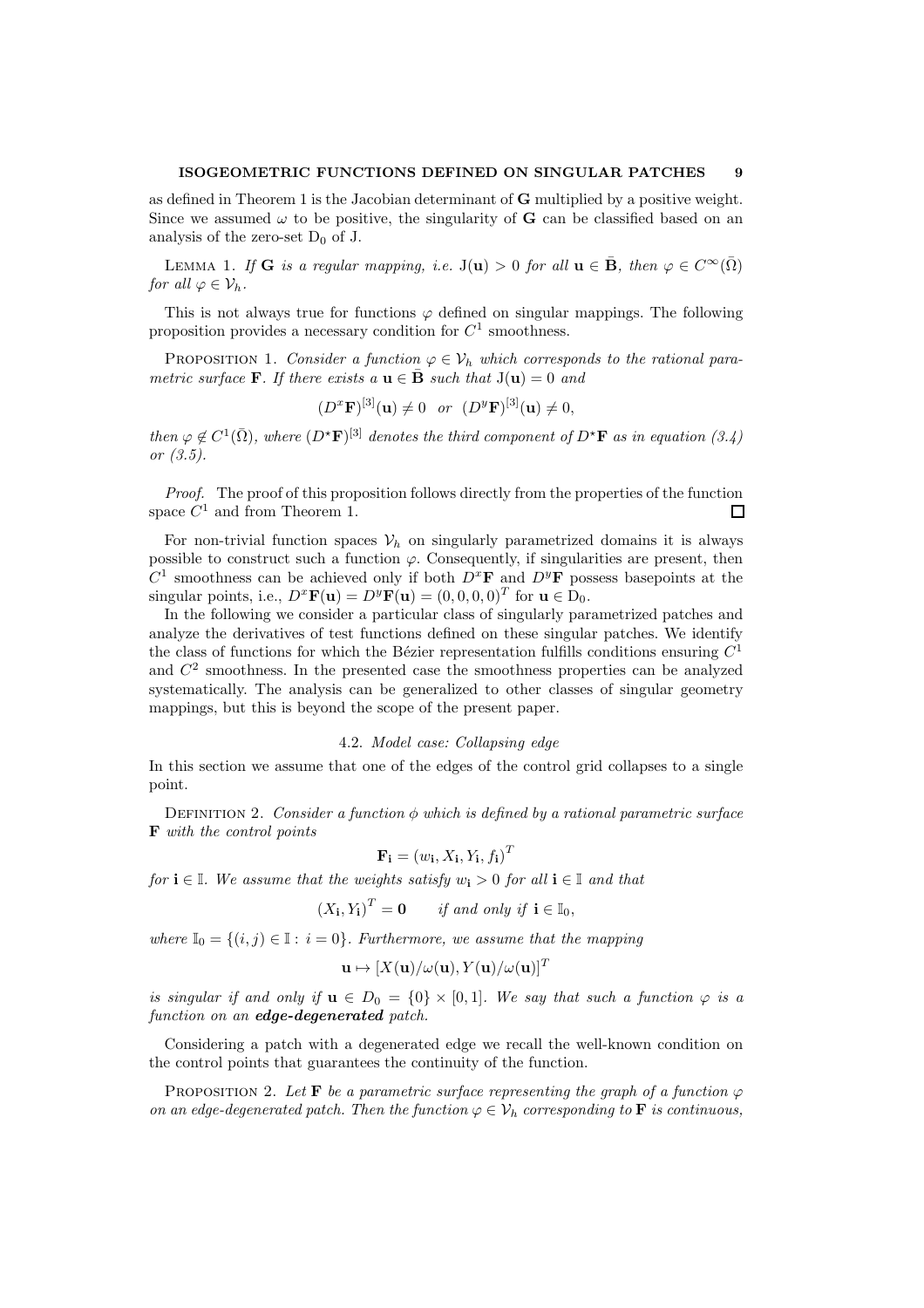as defined in Theorem 1 is the Jacobian determinant of $\mathbf{G}$ multiplied by a positive weight. Since we assumed $\omega$ to be positive, the singularity of $\mathbf{G}$ can be classified based on an analysis of the zero-set $\mathrm{D}_0$ of J.

Lemma 1. *If $\mathbf{G}$ is a regular mapping, i.e. $\mathrm{J}(\mathbf{u}) > 0$ for all $\mathbf{u} \in \bar{\mathbf{B}}$, then $\varphi \in C^\infty(\bar{\Omega})$ for all $\varphi \in \mathcal{V}_h$.*

This is not always true for functions $\varphi$ defined on singular mappings. The following proposition provides a necessary condition for $C^1$ smoothness.

Proposition 1. *Consider a function $\varphi \in \mathcal{V}_h$ which corresponds to the rational parametric surface $\mathbf{F}$. If there exists a $\mathbf{u} \in \bar{\mathbf{B}}$ such that $\mathrm{J}(\mathbf{u}) = 0$ and*

$$(D^x\mathbf{F})^{[3]}(\mathbf{u}) \neq 0 \quad or \quad (D^y\mathbf{F})^{[3]}(\mathbf{u}) \neq 0,$$

*then $\varphi \notin C^1(\bar{\Omega})$, where $(D^\star\mathbf{F})^{[3]}$ denotes the third component of $D^\star\mathbf{F}$ as in equation (3.4) or (3.5).*

*Proof.* The proof of this proposition follows directly from the properties of the function space $C^1$ and from Theorem 1. □

For non-trivial function spaces $\mathcal{V}_h$ on singularly parametrized domains it is always possible to construct such a function $\varphi$. Consequently, if singularities are present, then $C^1$ smoothness can be achieved only if both $D^x\mathbf{F}$ and $D^y\mathbf{F}$ possess basepoints at the singular points, i.e., $D^x\mathbf{F}(\mathbf{u}) = D^y\mathbf{F}(\mathbf{u}) = (0,0,0,0)^T$ for $\mathbf{u} \in \mathrm{D}_0$.

In the following we consider a particular class of singularly parametrized patches and analyze the derivatives of test functions defined on these singular patches. We identify the class of functions for which the Bézier representation fulfills conditions ensuring $C^1$ and $C^2$ smoothness. In the presented case the smoothness properties can be analyzed systematically. The analysis can be generalized to other classes of singular geometry mappings, but this is beyond the scope of the present paper.

### 4.2. *Model case: Collapsing edge*

In this section we assume that one of the edges of the control grid collapses to a single point.

Definition 2. *Consider a function $\phi$ which is defined by a rational parametric surface $\mathbf{F}$ with the control points*

$$\mathbf{F}_\mathbf{i} = (w_\mathbf{i}, X_\mathbf{i}, Y_\mathbf{i}, f_\mathbf{i})^T$$

*for $\mathbf{i} \in \mathbb{I}$. We assume that the weights satisfy $w_\mathbf{i} > 0$ for all $\mathbf{i} \in \mathbb{I}$ and that*

$$(X_\mathbf{i}, Y_\mathbf{i})^T = \mathbf{0} \qquad \text{if and only if } \mathbf{i} \in \mathbb{I}_0,$$

*where $\mathbb{I}_0 = \{(i,j) \in \mathbb{I} : i = 0\}$. Furthermore, we assume that the mapping*

$$\mathbf{u} \mapsto [X(\mathbf{u})/\omega(\mathbf{u}), Y(\mathbf{u})/\omega(\mathbf{u})]^T$$

*is singular if and only if $\mathbf{u} \in D_0 = \{0\} \times [0,1]$. We say that such a function $\varphi$ is a function on an **edge-degenerated** patch.*

Considering a patch with a degenerated edge we recall the well-known condition on the control points that guarantees the continuity of the function.

Proposition 2. *Let $\mathbf{F}$ be a parametric surface representing the graph of a function $\varphi$ on an edge-degenerated patch. Then the function $\varphi \in \mathcal{V}_h$ corresponding to $\mathbf{F}$ is continuous,*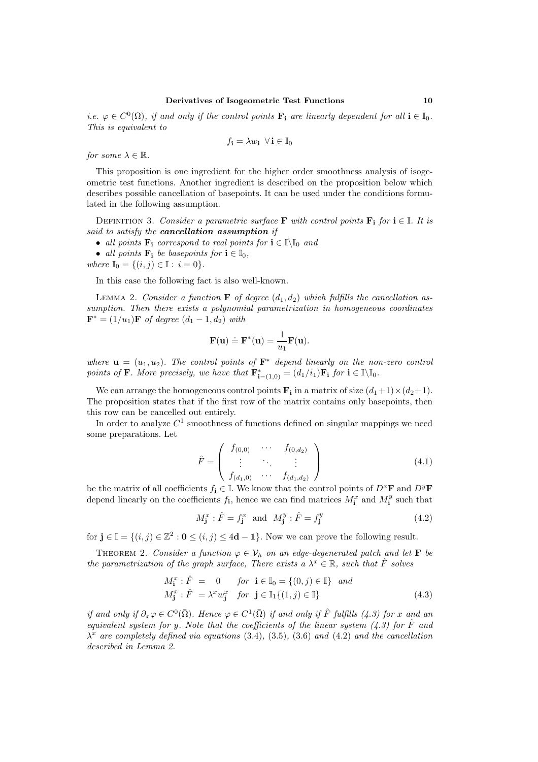*i.e.* $\varphi \in C^0(\Omega)$*, if and only if the control points* $\mathbf{F_i}$ *are linearly dependent for all* $\mathbf{i} \in \mathbb{I}_0$*. This is equivalent to*

$$f_\mathbf{i} = \lambda w_\mathbf{i} \;\; \forall\, \mathbf{i} \in \mathbb{I}_0$$

*for some* $\lambda \in \mathbb{R}$*.*

This proposition is one ingredient for the higher order smoothness analysis of isogeometric test functions. Another ingredient is described on the proposition below which describes possible cancellation of basepoints. It can be used under the conditions formulated in the following assumption.

Definition 3. *Consider a parametric surface* $\mathbf{F}$ *with control points* $\mathbf{F_i}$ *for* $\mathbf{i} \in \mathbb{I}$*. It is said to satisfy the* ***cancellation assumption*** *if*

- *all points* $\mathbf{F_i}$ *correspond to real points for* $\mathbf{i} \in \mathbb{I}\backslash\mathbb{I}_0$ *and*
- *all points* $\mathbf{F_i}$ *be basepoints for* $\mathbf{i} \in \mathbb{I}_0$*,*

*where* $\mathbb{I}_0 = \{(i,j) \in \mathbb{I} :\; i = 0\}$*.*

In this case the following fact is also well-known.

Lemma 2. *Consider a function* $\mathbf{F}$ *of degree* $(d_1, d_2)$ *which fulfills the cancellation assumption. Then there exists a polynomial parametrization in homogeneous coordinates* $\mathbf{F}^* = (1/u_1)\mathbf{F}$ *of degree* $(d_1 - 1, d_2)$ *with*

$$\mathbf{F}(\mathbf{u}) \doteq \mathbf{F}^*(\mathbf{u}) = \frac{1}{u_1}\mathbf{F}(\mathbf{u}).$$

*where* $\mathbf{u} = (u_1, u_2)$*. The control points of* $\mathbf{F}^*$ *depend linearly on the non-zero control points of* $\mathbf{F}$*. More precisely, we have that* $\mathbf{F}^*_{\mathbf{i}-(1,0)} = (d_1/i_1)\mathbf{F_i}$ *for* $\mathbf{i} \in \mathbb{I}\backslash\mathbb{I}_0$*.*

We can arrange the homogeneous control points $\mathbf{F_i}$ in a matrix of size $(d_1+1)\times(d_2+1)$. The proposition states that if the first row of the matrix contains only basepoints, then this row can be cancelled out entirely.

In order to analyze $C^1$ smoothness of functions defined on singular mappings we need some preparations. Let

$$\hat{F} = \begin{pmatrix} f_{(0,0)} & \cdots & f_{(0,d_2)} \\ \vdots & \ddots & \vdots \\ f_{(d_1,0)} & \cdots & f_{(d_1,d_2)} \end{pmatrix} \tag{4.1}$$

be the matrix of all coefficients $f_\mathbf{i} \in \mathbb{I}$. We know that the control points of $D^x\mathbf{F}$ and $D^y\mathbf{F}$ depend linearly on the coefficients $f_\mathbf{i}$, hence we can find matrices $M^x_\mathbf{i}$ and $M^y_\mathbf{i}$ such that

$$M^x_\mathbf{j} : \hat{F} = f^x_\mathbf{j} \;\; \text{and} \;\; M^y_\mathbf{j} : \hat{F} = f^y_\mathbf{j} \tag{4.2}$$

for $\mathbf{j} \in \mathbb{I} = \{(i,j) \in \mathbb{Z}^2 : \mathbf{0} \le (i,j) \le 4\mathbf{d} - \mathbf{1}\}$. Now we can prove the following result.

Theorem 2. *Consider a function* $\varphi \in \mathcal{V}_h$ *on an edge-degenerated patch and let* $\mathbf{F}$ *be the parametrization of the graph surface, There exists a* $\lambda^x \in \mathbb{R}$*, such that* $\hat{F}$ *solves*

$$\begin{aligned} M^x_\mathbf{i} : \hat{F} \;&=\; 0 \qquad \text{for } \; \mathbf{i} \in \mathbb{I}_0 = \{(0,j) \in \mathbb{I}\} \;\; \text{and} \\ M^x_\mathbf{j} : \hat{F} \;&=\lambda^x w^x_\mathbf{j} \quad \text{for } \; \mathbf{j} \in \mathbb{I}_1\{(1,j) \in \mathbb{I}\} \end{aligned} \tag{4.3}$$

*if and only if* $\partial_x\varphi \in C^0(\bar{\Omega})$*. Hence* $\varphi \in C^1(\bar{\Omega})$ *if and only if* $\hat{F}$ *fulfills (4.3) for* $x$ *and an equivalent system for* $y$*. Note that the coefficients of the linear system (4.3) for* $\hat{F}$ *and* $\lambda^x$ *are completely defined via equations (3.4), (3.5), (3.6) and (4.2) and the cancellation described in Lemma 2.*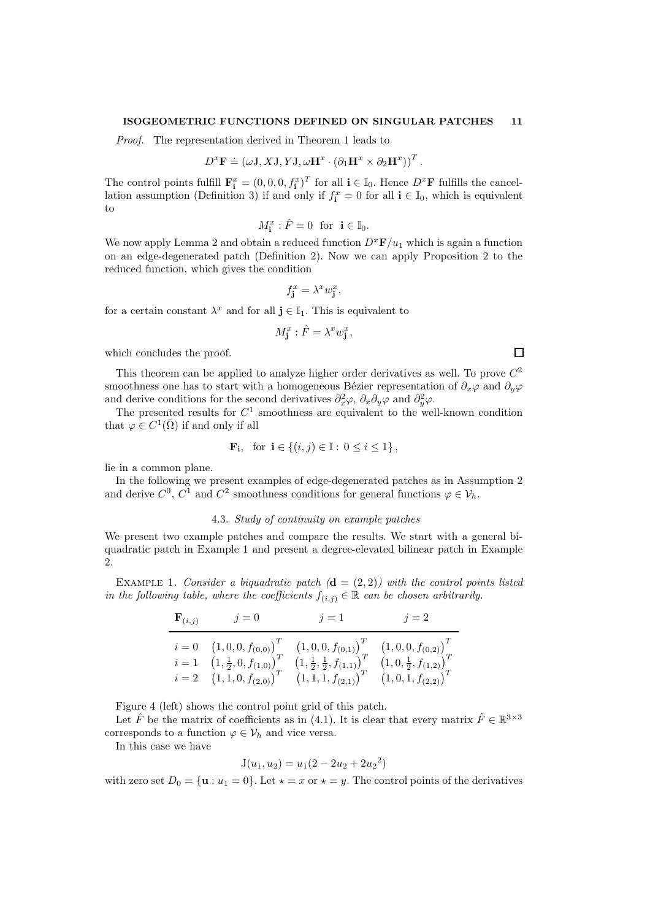*Proof.* The representation derived in Theorem 1 leads to

$$D^x\mathbf{F} \doteq \left(\omega \mathrm{J}, X\mathrm{J}, Y\mathrm{J}, \omega \mathbf{H}^x \cdot (\partial_1 \mathbf{H}^x \times \partial_2 \mathbf{H}^x)\right)^T.$$

The control points fulfill $\mathbf{F}^x_{\mathbf{i}} = (0,0,0,f^x_{\mathbf{i}})^T$ for all $\mathbf{i} \in \mathbb{I}_0$. Hence $D^x\mathbf{F}$ fulfills the cancellation assumption (Definition 3) if and only if $f^x_{\mathbf{i}} = 0$ for all $\mathbf{i} \in \mathbb{I}_0$, which is equivalent to

$$M^x_{\mathbf{i}} : \hat{F} = 0 \quad \text{for} \quad \mathbf{i} \in \mathbb{I}_0.$$

We now apply Lemma 2 and obtain a reduced function $D^x\mathbf{F}/u_1$ which is again a function on an edge-degenerated patch (Definition 2). Now we can apply Proposition 2 to the reduced function, which gives the condition

$$f^x_{\mathbf{j}} = \lambda^x w^x_{\mathbf{j}},$$

for a certain constant $\lambda^x$ and for all $\mathbf{j} \in \mathbb{I}_1$. This is equivalent to

$$M^x_{\mathbf{j}} : \hat{F} = \lambda^x w^x_{\mathbf{j}},$$

which concludes the proof. $\square$

This theorem can be applied to analyze higher order derivatives as well. To prove $C^2$ smoothness one has to start with a homogeneous Bézier representation of $\partial_x\varphi$ and $\partial_y\varphi$ and derive conditions for the second derivatives $\partial_x^2\varphi$, $\partial_x\partial_y\varphi$ and $\partial_y^2\varphi$.

The presented results for $C^1$ smoothness are equivalent to the well-known condition that $\varphi \in C^1(\bar{\Omega})$ if and only if all

$$\mathbf{F}_{\mathbf{i}}, \quad \text{for } \mathbf{i} \in \{(i,j) \in \mathbb{I} : 0 \leq i \leq 1\},$$

lie in a common plane.

In the following we present examples of edge-degenerated patches as in Assumption 2 and derive $C^0$, $C^1$ and $C^2$ smoothness conditions for general functions $\varphi \in \mathcal{V}_h$.

### 4.3. *Study of continuity on example patches*

We present two example patches and compare the results. We start with a general biquadratic patch in Example 1 and present a degree-elevated bilinear patch in Example 2.

Example 1. *Consider a biquadratic patch ($\mathbf{d} = (2,2)$) with the control points listed in the following table, where the coefficients $f_{(i,j)} \in \mathbb{R}$ can be chosen arbitrarily.*

| $\mathbf{F}_{(i,j)}$ | $j=0$ | $j=1$ | $j=2$ |
|---|---|---|---|
| $i=0$ | $\left(1,0,0,f_{(0,0)}\right)^T$ | $\left(1,0,0,f_{(0,1)}\right)^T$ | $\left(1,0,0,f_{(0,2)}\right)^T$ |
| $i=1$ | $\left(1,\frac{1}{2},0,f_{(1,0)}\right)^T$ | $\left(1,\frac{1}{2},\frac{1}{2},f_{(1,1)}\right)^T$ | $\left(1,0,\frac{1}{2},f_{(1,2)}\right)^T$ |
| $i=2$ | $\left(1,1,0,f_{(2,0)}\right)^T$ | $\left(1,1,1,f_{(2,1)}\right)^T$ | $\left(1,0,1,f_{(2,2)}\right)^T$ |

Figure 4 (left) shows the control point grid of this patch.

Let $\hat{F}$ be the matrix of coefficients as in (4.1). It is clear that every matrix $\hat{F} \in \mathbb{R}^{3\times 3}$ corresponds to a function $\varphi \in \mathcal{V}_h$ and vice versa.

In this case we have

$$\mathrm{J}(u_1,u_2) = u_1(2 - 2u_2 + 2{u_2}^2)$$

with zero set $D_0 = \{\mathbf{u} : u_1 = 0\}$. Let $\star = x$ or $\star = y$. The control points of the derivatives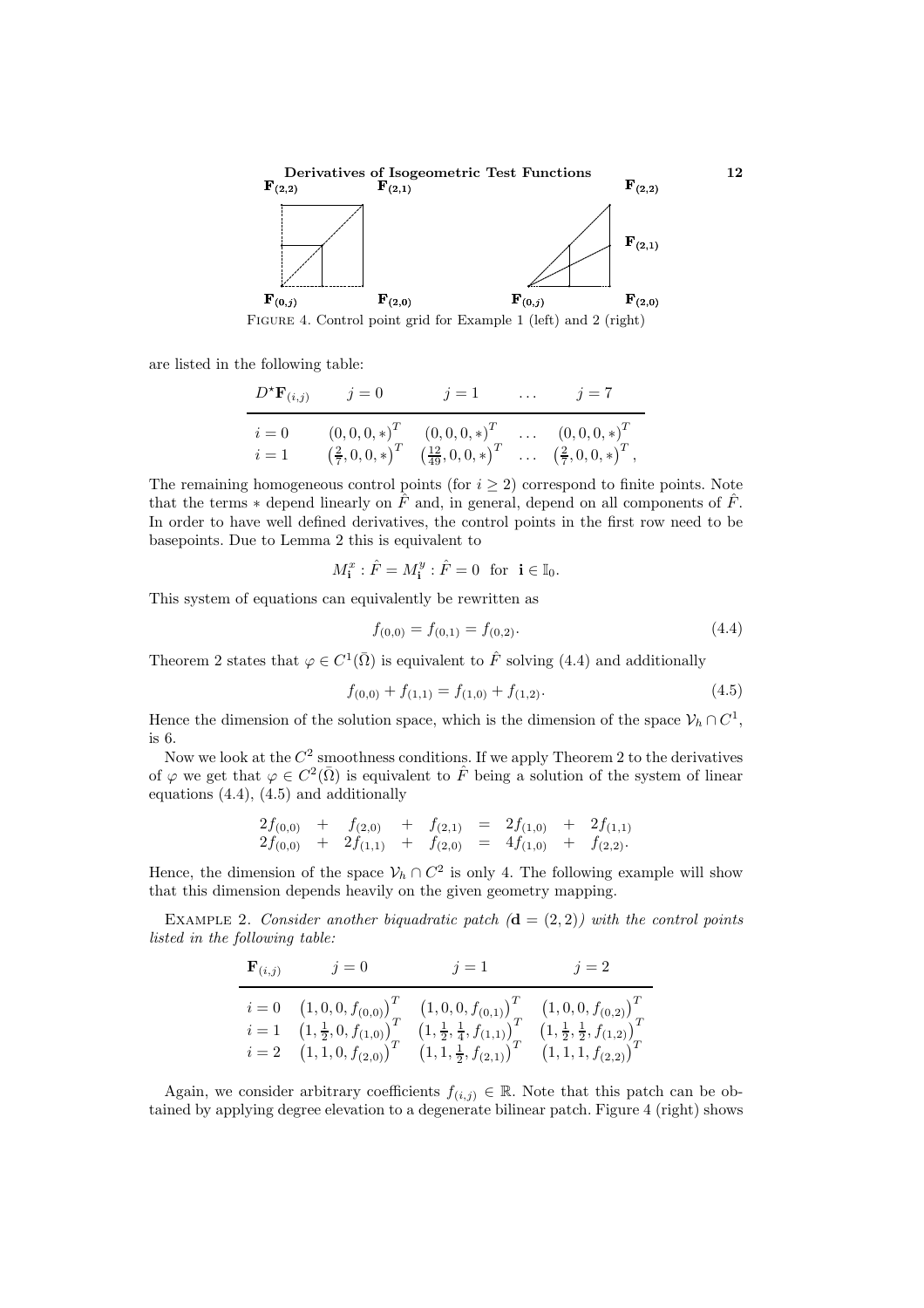FIGURE 4. Control point grid for Example 1 (left) and 2 (right)

are listed in the following table:

| $D^\star \mathbf{F}_{(i,j)}$ | $j=0$ | $j=1$ | $\ldots$ | $j=7$ |
|---|---|---|---|---|
| $i=0$ | $(0,0,0,*)^T$ | $(0,0,0,*)^T$ | $\ldots$ | $(0,0,0,*)^T$ |
| $i=1$ | $(\frac{2}{7},0,0,*)^T$ | $(\frac{12}{49},0,0,*)^T$ | $\ldots$ | $(\frac{2}{7},0,0,*)^T$, |

The remaining homogeneous control points (for $i \geq 2$) correspond to finite points. Note that the terms $*$ depend linearly on $\hat{F}$ and, in general, depend on all components of $\hat{F}$. In order to have well defined derivatives, the control points in the first row need to be basepoints. Due to Lemma 2 this is equivalent to

$$M^x_{\mathbf{i}} : \hat{F} = M^y_{\mathbf{i}} : \hat{F} = 0 \quad \text{for} \quad \mathbf{i} \in \mathbb{I}_0.$$

This system of equations can equivalently be rewritten as

$$f_{(0,0)} = f_{(0,1)} = f_{(0,2)}. \tag{4.4}$$

Theorem 2 states that $\varphi \in C^1(\bar{\Omega})$ is equivalent to $\hat{F}$ solving (4.4) and additionally

$$f_{(0,0)} + f_{(1,1)} = f_{(1,0)} + f_{(1,2)}. \tag{4.5}$$

Hence the dimension of the solution space, which is the dimension of the space $\mathcal{V}_h \cap C^1$, is 6.

Now we look at the $C^2$ smoothness conditions. If we apply Theorem 2 to the derivatives of $\varphi$ we get that $\varphi \in C^2(\bar{\Omega})$ is equivalent to $\hat{F}$ being a solution of the system of linear equations (4.4), (4.5) and additionally

$$\begin{array}{ccccccccc} 2f_{(0,0)} & + & f_{(2,0)} & + & f_{(2,1)} & = & 2f_{(1,0)} & + & 2f_{(1,1)} \\ 2f_{(0,0)} & + & 2f_{(1,1)} & + & f_{(2,0)} & = & 4f_{(1,0)} & + & f_{(2,2)}. \end{array}$$

Hence, the dimension of the space $\mathcal{V}_h \cap C^2$ is only 4. The following example will show that this dimension depends heavily on the given geometry mapping.

EXAMPLE 2. *Consider another biquadratic patch ($\mathbf{d} = (2,2)$) with the control points listed in the following table:*

| $\mathbf{F}_{(i,j)}$ | $j=0$ | $j=1$ | $j=2$ |
|---|---|---|---|
| $i=0$ | $(1,0,0,f_{(0,0)})^T$ | $(1,0,0,f_{(0,1)})^T$ | $(1,0,0,f_{(0,2)})^T$ |
| $i=1$ | $(1,\frac{1}{2},0,f_{(1,0)})^T$ | $(1,\frac{1}{2},\frac{1}{4},f_{(1,1)})^T$ | $(1,\frac{1}{2},\frac{1}{2},f_{(1,2)})^T$ |
| $i=2$ | $(1,1,0,f_{(2,0)})^T$ | $(1,1,\frac{1}{2},f_{(2,1)})^T$ | $(1,1,1,f_{(2,2)})^T$ |

Again, we consider arbitrary coefficients $f_{(i,j)} \in \mathbb{R}$. Note that this patch can be obtained by applying degree elevation to a degenerate bilinear patch. Figure 4 (right) shows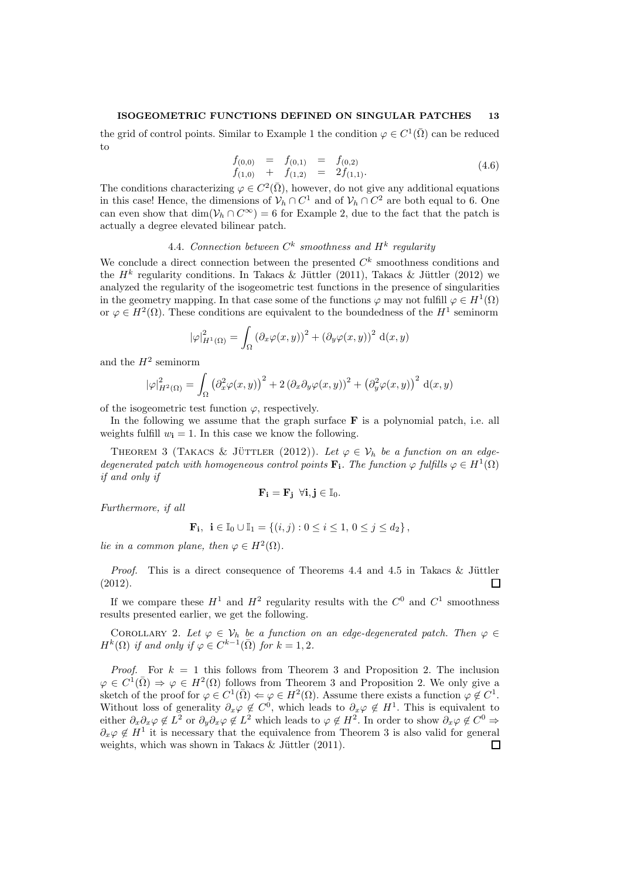the grid of control points. Similar to Example 1 the condition $\varphi \in C^1(\bar{\Omega})$ can be reduced to

$$
\begin{array}{rcccl}
f_{(0,0)} & = & f_{(0,1)} & = & f_{(0,2)} \\
f_{(1,0)} & + & f_{(1,2)} & = & 2f_{(1,1)}.
\end{array}
\tag{4.6}
$$

The conditions characterizing $\varphi \in C^2(\bar{\Omega})$, however, do not give any additional equations in this case! Hence, the dimensions of $\mathcal{V}_h \cap C^1$ and of $\mathcal{V}_h \cap C^2$ are both equal to 6. One can even show that $\dim(\mathcal{V}_h \cap C^\infty) = 6$ for Example 2, due to the fact that the patch is actually a degree elevated bilinear patch.

### 4.4. *Connection between $C^k$ smoothness and $H^k$ regularity*

We conclude a direct connection between the presented $C^k$ smoothness conditions and the $H^k$ regularity conditions. In Takacs & Jüttler (2011), Takacs & Jüttler (2012) we analyzed the regularity of the isogeometric test functions in the presence of singularities in the geometry mapping. In that case some of the functions $\varphi$ may not fulfill $\varphi \in H^1(\Omega)$ or $\varphi \in H^2(\Omega)$. These conditions are equivalent to the boundedness of the $H^1$ seminorm

$$
|\varphi|^2_{H^1(\Omega)} = \int_\Omega \left(\partial_x \varphi(x,y)\right)^2 + \left(\partial_y \varphi(x,y)\right)^2 \, \mathrm{d}(x,y)
$$

and the $H^2$ seminorm

$$
|\varphi|^2_{H^2(\Omega)} = \int_\Omega \left(\partial_x^2 \varphi(x,y)\right)^2 + 2\left(\partial_x \partial_y \varphi(x,y)\right)^2 + \left(\partial_y^2 \varphi(x,y)\right)^2 \, \mathrm{d}(x,y)
$$

of the isogeometric test function $\varphi$, respectively.

In the following we assume that the graph surface $\mathbf{F}$ is a polynomial patch, i.e. all weights fulfill $w_{\mathbf{i}} = 1$. In this case we know the following.

Theorem 3 (Takacs & Jüttler (2012)). *Let $\varphi \in \mathcal{V}_h$ be a function on an edge-degenerated patch with homogeneous control points $\mathbf{F}_{\mathbf{i}}$. The function $\varphi$ fulfills $\varphi \in H^1(\Omega)$ if and only if*

$$
\mathbf{F}_{\mathbf{i}} = \mathbf{F}_{\mathbf{j}} \;\; \forall \mathbf{i}, \mathbf{j} \in \mathbb{I}_0.
$$

*Furthermore, if all*

$$
\mathbf{F}_{\mathbf{i}}, \;\; \mathbf{i} \in \mathbb{I}_0 \cup \mathbb{I}_1 = \{(i,j) : 0 \le i \le 1, \; 0 \le j \le d_2\},
$$

*lie in a common plane, then $\varphi \in H^2(\Omega)$.*

*Proof.* This is a direct consequence of Theorems 4.4 and 4.5 in Takacs & Jüttler (2012). □

If we compare these $H^1$ and $H^2$ regularity results with the $C^0$ and $C^1$ smoothness results presented earlier, we get the following.

Corollary 2. *Let $\varphi \in \mathcal{V}_h$ be a function on an edge-degenerated patch. Then $\varphi \in H^k(\Omega)$ if and only if $\varphi \in C^{k-1}(\bar{\Omega})$ for $k = 1, 2$.*

*Proof.* For $k = 1$ this follows from Theorem 3 and Proposition 2. The inclusion $\varphi \in C^1(\bar{\Omega}) \Rightarrow \varphi \in H^2(\Omega)$ follows from Theorem 3 and Proposition 2. We only give a sketch of the proof for $\varphi \in C^1(\bar{\Omega}) \Leftarrow \varphi \in H^2(\Omega)$. Assume there exists a function $\varphi \notin C^1$. Without loss of generality $\partial_x \varphi \notin C^0$, which leads to $\partial_x \varphi \notin H^1$. This is equivalent to either $\partial_x \partial_x \varphi \notin L^2$ or $\partial_y \partial_x \varphi \notin L^2$ which leads to $\varphi \notin H^2$. In order to show $\partial_x \varphi \notin C^0 \Rightarrow \partial_x \varphi \notin H^1$ it is necessary that the equivalence from Theorem 3 is also valid for general weights, which was shown in Takacs & Jüttler (2011). □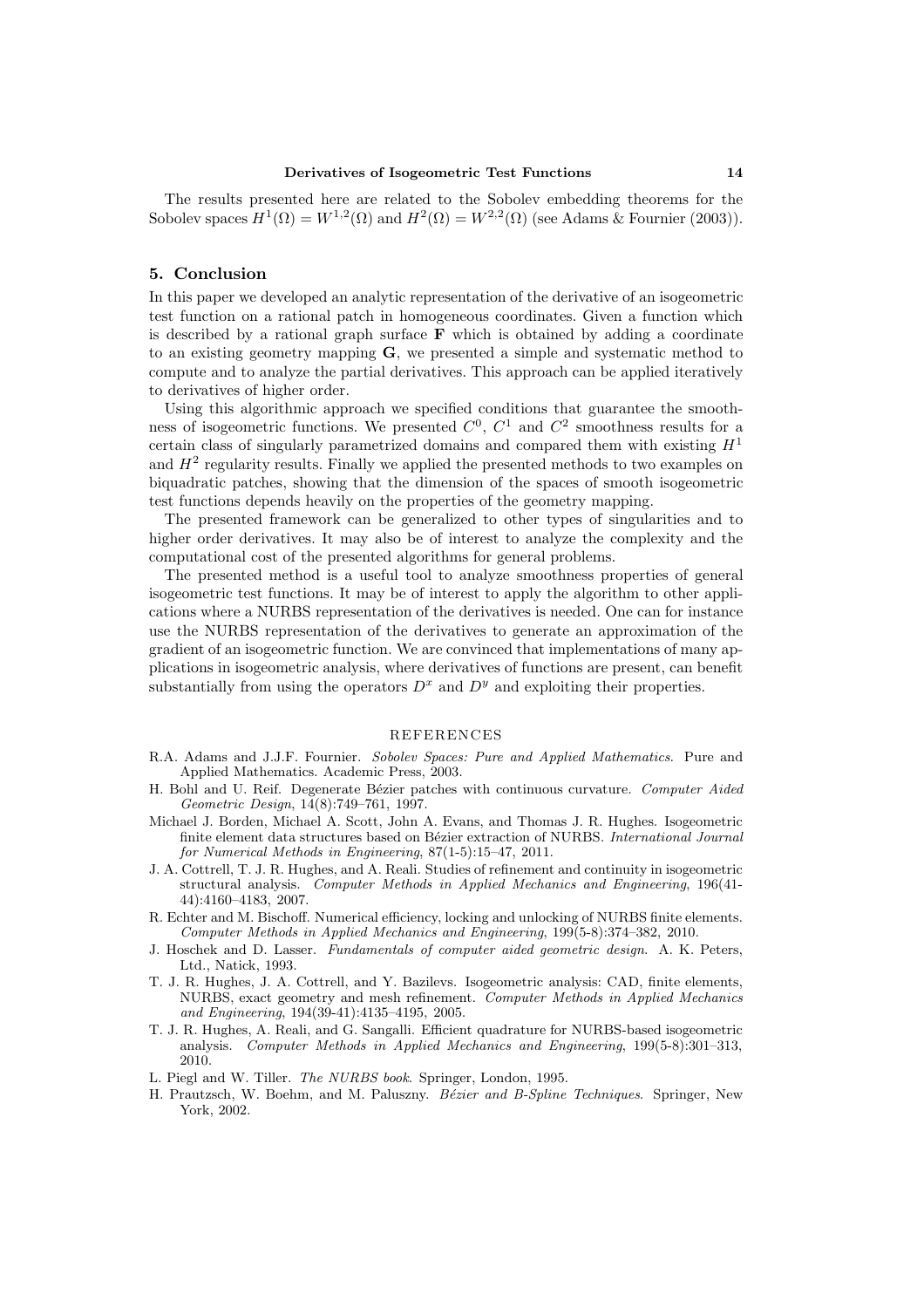The results presented here are related to the Sobolev embedding theorems for the Sobolev spaces $H^1(\Omega) = W^{1,2}(\Omega)$ and $H^2(\Omega) = W^{2,2}(\Omega)$ (see Adams & Fournier (2003)).

## 5. Conclusion

In this paper we developed an analytic representation of the derivative of an isogeometric test function on a rational patch in homogeneous coordinates. Given a function which is described by a rational graph surface $\mathbf{F}$ which is obtained by adding a coordinate to an existing geometry mapping $\mathbf{G}$, we presented a simple and systematic method to compute and to analyze the partial derivatives. This approach can be applied iteratively to derivatives of higher order.

Using this algorithmic approach we specified conditions that guarantee the smoothness of isogeometric functions. We presented $C^0$, $C^1$ and $C^2$ smoothness results for a certain class of singularly parametrized domains and compared them with existing $H^1$ and $H^2$ regularity results. Finally we applied the presented methods to two examples on biquadratic patches, showing that the dimension of the spaces of smooth isogeometric test functions depends heavily on the properties of the geometry mapping.

The presented framework can be generalized to other types of singularities and to higher order derivatives. It may also be of interest to analyze the complexity and the computational cost of the presented algorithms for general problems.

The presented method is a useful tool to analyze smoothness properties of general isogeometric test functions. It may be of interest to apply the algorithm to other applications where a NURBS representation of the derivatives is needed. One can for instance use the NURBS representation of the derivatives to generate an approximation of the gradient of an isogeometric function. We are convinced that implementations of many applications in isogeometric analysis, where derivatives of functions are present, can benefit substantially from using the operators $D^x$ and $D^y$ and exploiting their properties.

## REFERENCES

R.A. Adams and J.J.F. Fournier. *Sobolev Spaces: Pure and Applied Mathematics*. Pure and Applied Mathematics. Academic Press, 2003.

H. Bohl and U. Reif. Degenerate Bézier patches with continuous curvature. *Computer Aided Geometric Design*, 14(8):749–761, 1997.

Michael J. Borden, Michael A. Scott, John A. Evans, and Thomas J. R. Hughes. Isogeometric finite element data structures based on Bézier extraction of NURBS. *International Journal for Numerical Methods in Engineering*, 87(1-5):15–47, 2011.

J. A. Cottrell, T. J. R. Hughes, and A. Reali. Studies of refinement and continuity in isogeometric structural analysis. *Computer Methods in Applied Mechanics and Engineering*, 196(41-44):4160–4183, 2007.

R. Echter and M. Bischoff. Numerical efficiency, locking and unlocking of NURBS finite elements. *Computer Methods in Applied Mechanics and Engineering*, 199(5-8):374–382, 2010.

J. Hoschek and D. Lasser. *Fundamentals of computer aided geometric design*. A. K. Peters, Ltd., Natick, 1993.

T. J. R. Hughes, J. A. Cottrell, and Y. Bazilevs. Isogeometric analysis: CAD, finite elements, NURBS, exact geometry and mesh refinement. *Computer Methods in Applied Mechanics and Engineering*, 194(39-41):4135–4195, 2005.

T. J. R. Hughes, A. Reali, and G. Sangalli. Efficient quadrature for NURBS-based isogeometric analysis. *Computer Methods in Applied Mechanics and Engineering*, 199(5-8):301–313, 2010.

L. Piegl and W. Tiller. *The NURBS book*. Springer, London, 1995.

H. Prautzsch, W. Boehm, and M. Paluszny. *Bézier and B-Spline Techniques*. Springer, New York, 2002.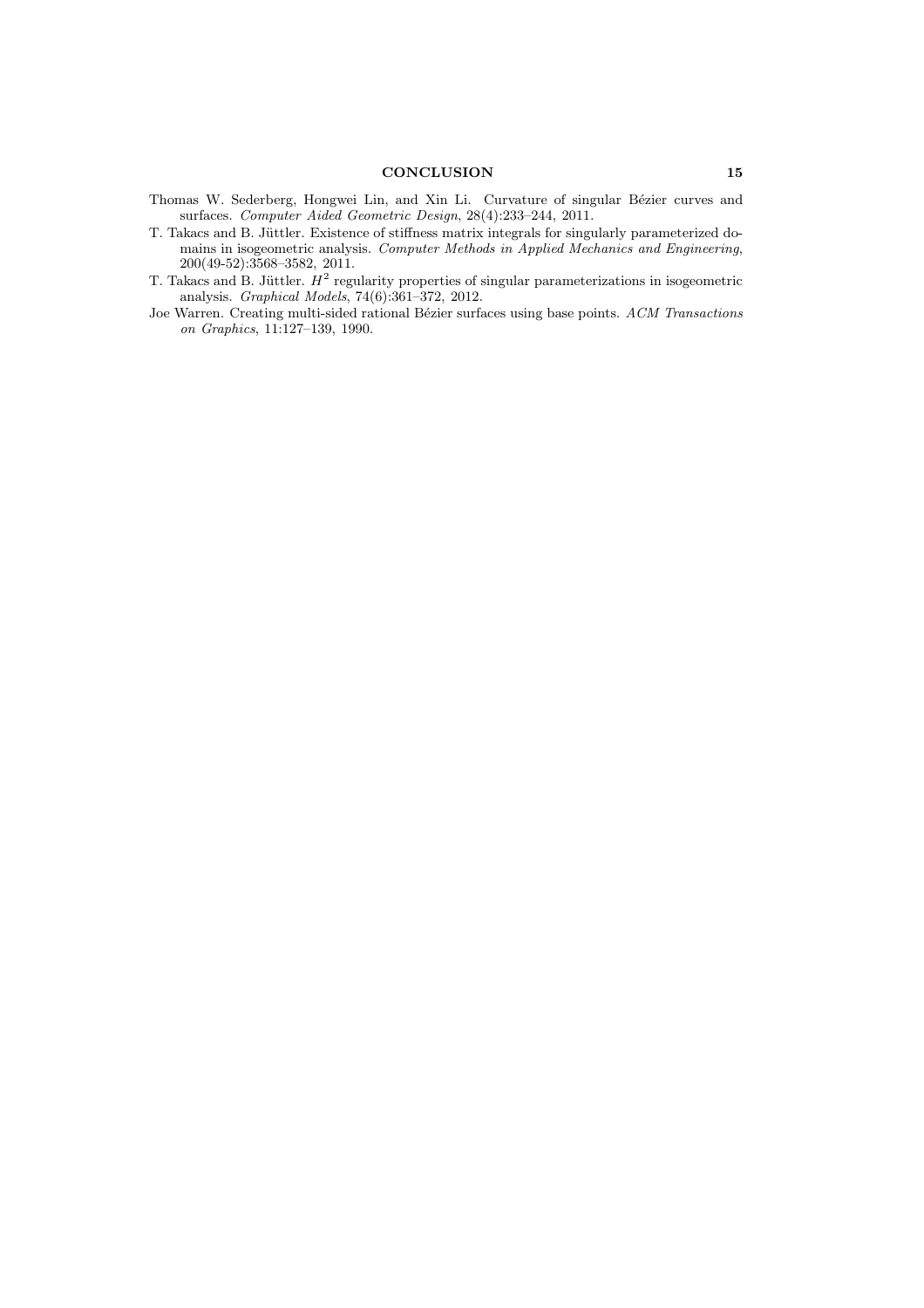Thomas W. Sederberg, Hongwei Lin, and Xin Li. Curvature of singular Bézier curves and surfaces. *Computer Aided Geometric Design*, 28(4):233–244, 2011.

T. Takacs and B. Jüttler. Existence of stiffness matrix integrals for singularly parameterized domains in isogeometric analysis. *Computer Methods in Applied Mechanics and Engineering*, 200(49-52):3568–3582, 2011.

T. Takacs and B. Jüttler. $H^2$ regularity properties of singular parameterizations in isogeometric analysis. *Graphical Models*, 74(6):361–372, 2012.

Joe Warren. Creating multi-sided rational Bézier surfaces using base points. *ACM Transactions on Graphics*, 11:127–139, 1990.